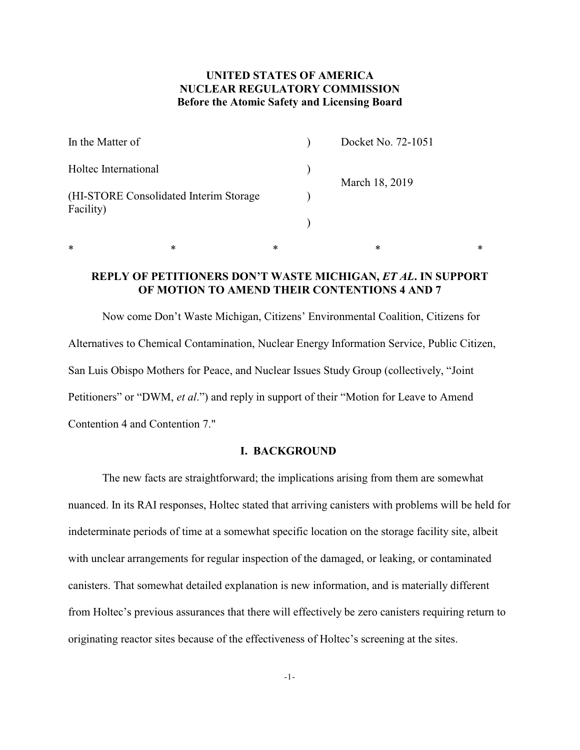**UNITED STATES OF AMERICA**
**NUCLEAR REGULATORY COMMISSION**
**Before the Atomic Safety and Licensing Board**

| | | |
|---|---|---|
| In the Matter of | ) | Docket No. 72-1051 |
| Holtec International | ) | March 18, 2019 |
| (HI-STORE Consolidated Interim Storage Facility) | ) | |
| | ) | |

\*　　　　\*　　　　\*　　　　\*　　　　\*

## REPLY OF PETITIONERS DON'T WASTE MICHIGAN, *ET AL*. IN SUPPORT OF MOTION TO AMEND THEIR CONTENTIONS 4 AND 7

Now come Don't Waste Michigan, Citizens' Environmental Coalition, Citizens for Alternatives to Chemical Contamination, Nuclear Energy Information Service, Public Citizen, San Luis Obispo Mothers for Peace, and Nuclear Issues Study Group (collectively, "Joint Petitioners" or "DWM, *et al*.") and reply in support of their "Motion for Leave to Amend Contention 4 and Contention 7."

## I. BACKGROUND

The new facts are straightforward; the implications arising from them are somewhat nuanced. In its RAI responses, Holtec stated that arriving canisters with problems will be held for indeterminate periods of time at a somewhat specific location on the storage facility site, albeit with unclear arrangements for regular inspection of the damaged, or leaking, or contaminated canisters. That somewhat detailed explanation is new information, and is materially different from Holtec's previous assurances that there will effectively be zero canisters requiring return to originating reactor sites because of the effectiveness of Holtec's screening at the sites.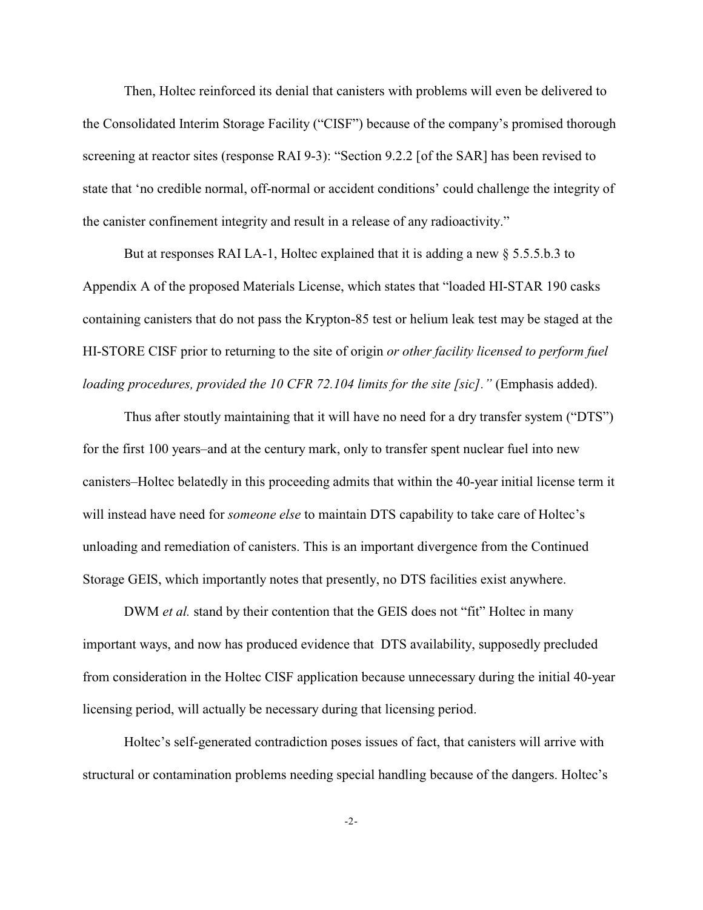Then, Holtec reinforced its denial that canisters with problems will even be delivered to the Consolidated Interim Storage Facility ("CISF") because of the company's promised thorough screening at reactor sites (response RAI 9-3): "Section 9.2.2 [of the SAR] has been revised to state that 'no credible normal, off-normal or accident conditions' could challenge the integrity of the canister confinement integrity and result in a release of any radioactivity."

But at responses RAI LA-1, Holtec explained that it is adding a new § 5.5.5.b.3 to Appendix A of the proposed Materials License, which states that "loaded HI-STAR 190 casks containing canisters that do not pass the Krypton-85 test or helium leak test may be staged at the HI-STORE CISF prior to returning to the site of origin *or other facility licensed to perform fuel loading procedures, provided the 10 CFR 72.104 limits for the site [sic]."* (Emphasis added).

Thus after stoutly maintaining that it will have no need for a dry transfer system ("DTS") for the first 100 years–and at the century mark, only to transfer spent nuclear fuel into new canisters–Holtec belatedly in this proceeding admits that within the 40-year initial license term it will instead have need for *someone else* to maintain DTS capability to take care of Holtec's unloading and remediation of canisters. This is an important divergence from the Continued Storage GEIS, which importantly notes that presently, no DTS facilities exist anywhere.

DWM *et al.* stand by their contention that the GEIS does not "fit" Holtec in many important ways, and now has produced evidence that DTS availability, supposedly precluded from consideration in the Holtec CISF application because unnecessary during the initial 40-year licensing period, will actually be necessary during that licensing period.

Holtec's self-generated contradiction poses issues of fact, that canisters will arrive with structural or contamination problems needing special handling because of the dangers. Holtec's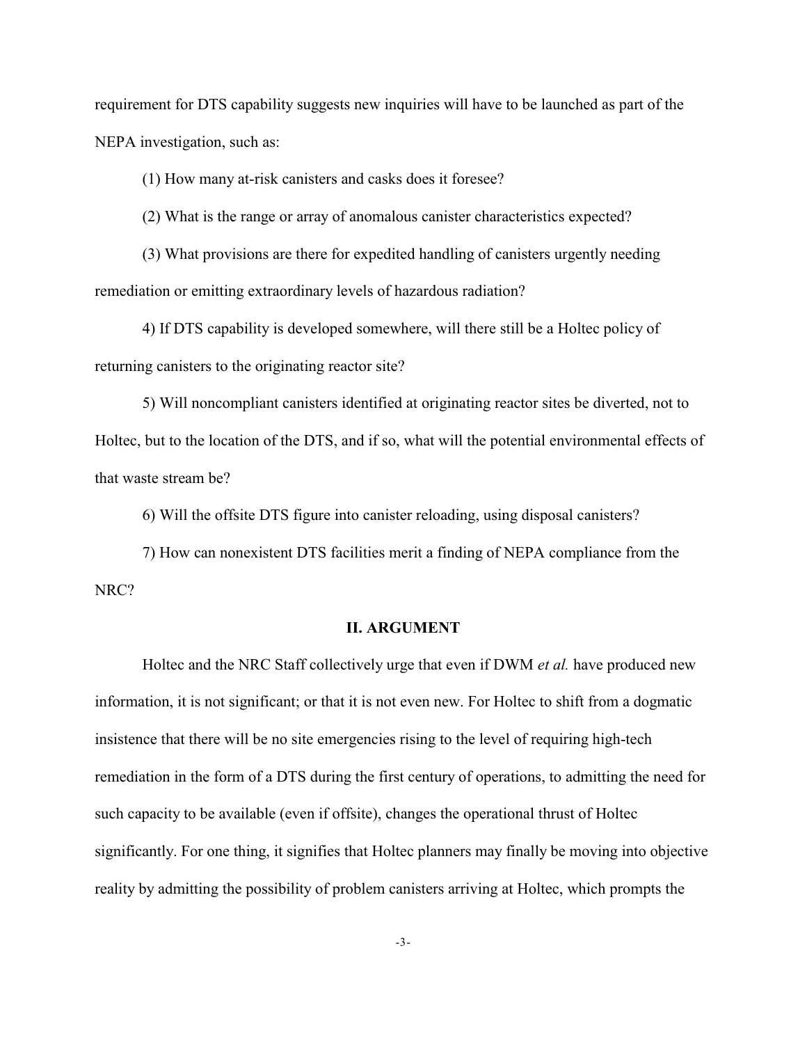requirement for DTS capability suggests new inquiries will have to be launched as part of the NEPA investigation, such as:

(1) How many at-risk canisters and casks does it foresee?

(2) What is the range or array of anomalous canister characteristics expected?

(3) What provisions are there for expedited handling of canisters urgently needing remediation or emitting extraordinary levels of hazardous radiation?

4) If DTS capability is developed somewhere, will there still be a Holtec policy of returning canisters to the originating reactor site?

5) Will noncompliant canisters identified at originating reactor sites be diverted, not to Holtec, but to the location of the DTS, and if so, what will the potential environmental effects of that waste stream be?

6) Will the offsite DTS figure into canister reloading, using disposal canisters?

7) How can nonexistent DTS facilities merit a finding of NEPA compliance from the NRC?

## II. ARGUMENT

Holtec and the NRC Staff collectively urge that even if DWM *et al.* have produced new information, it is not significant; or that it is not even new. For Holtec to shift from a dogmatic insistence that there will be no site emergencies rising to the level of requiring high-tech remediation in the form of a DTS during the first century of operations, to admitting the need for such capacity to be available (even if offsite), changes the operational thrust of Holtec significantly. For one thing, it signifies that Holtec planners may finally be moving into objective reality by admitting the possibility of problem canisters arriving at Holtec, which prompts the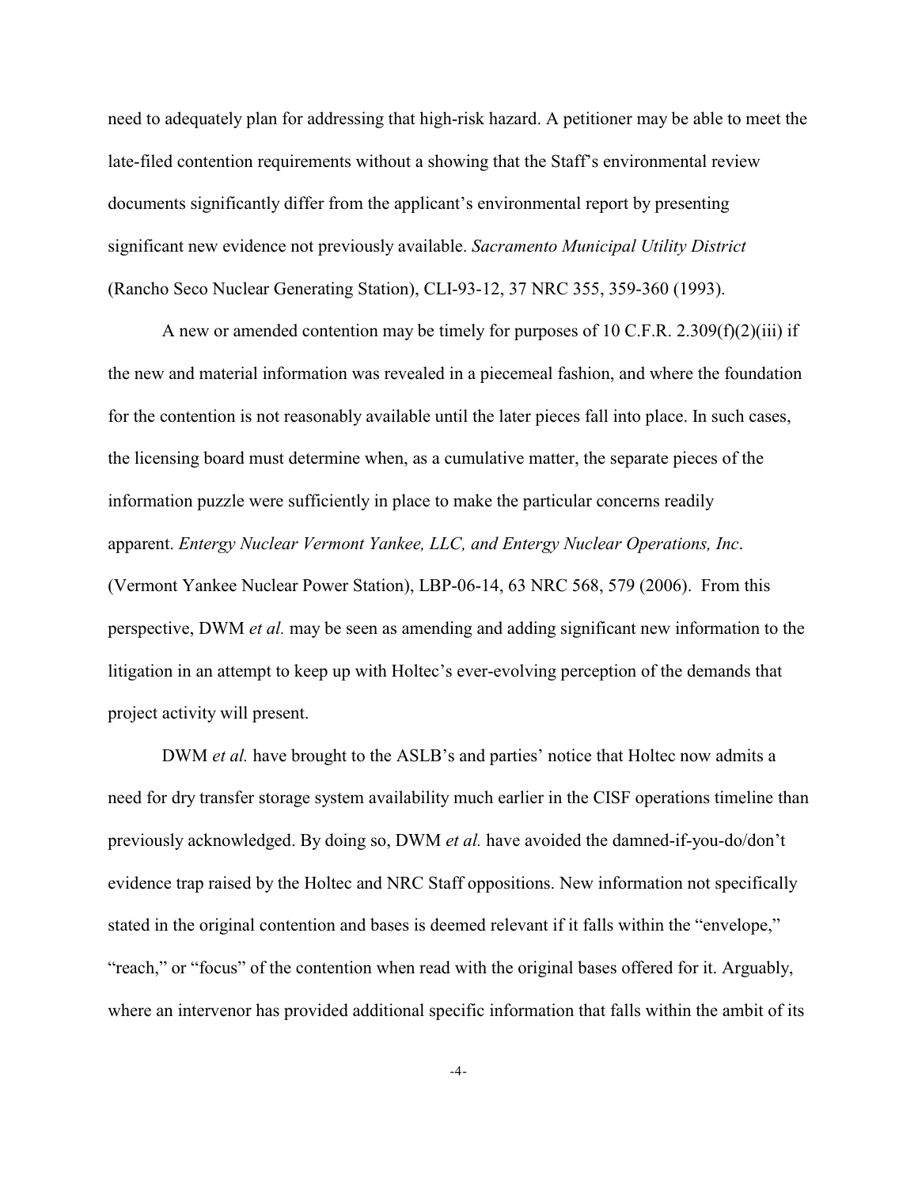need to adequately plan for addressing that high-risk hazard. A petitioner may be able to meet the late-filed contention requirements without a showing that the Staff's environmental review documents significantly differ from the applicant's environmental report by presenting significant new evidence not previously available. *Sacramento Municipal Utility District* (Rancho Seco Nuclear Generating Station), CLI-93-12, 37 NRC 355, 359-360 (1993).

A new or amended contention may be timely for purposes of 10 C.F.R. 2.309(f)(2)(iii) if the new and material information was revealed in a piecemeal fashion, and where the foundation for the contention is not reasonably available until the later pieces fall into place. In such cases, the licensing board must determine when, as a cumulative matter, the separate pieces of the information puzzle were sufficiently in place to make the particular concerns readily apparent. *Entergy Nuclear Vermont Yankee, LLC, and Entergy Nuclear Operations, Inc*. (Vermont Yankee Nuclear Power Station), LBP-06-14, 63 NRC 568, 579 (2006). From this perspective, DWM *et al.* may be seen as amending and adding significant new information to the litigation in an attempt to keep up with Holtec's ever-evolving perception of the demands that project activity will present.

DWM *et al.* have brought to the ASLB's and parties' notice that Holtec now admits a need for dry transfer storage system availability much earlier in the CISF operations timeline than previously acknowledged. By doing so, DWM *et al.* have avoided the damned-if-you-do/don't evidence trap raised by the Holtec and NRC Staff oppositions. New information not specifically stated in the original contention and bases is deemed relevant if it falls within the "envelope," "reach," or "focus" of the contention when read with the original bases offered for it. Arguably, where an intervenor has provided additional specific information that falls within the ambit of its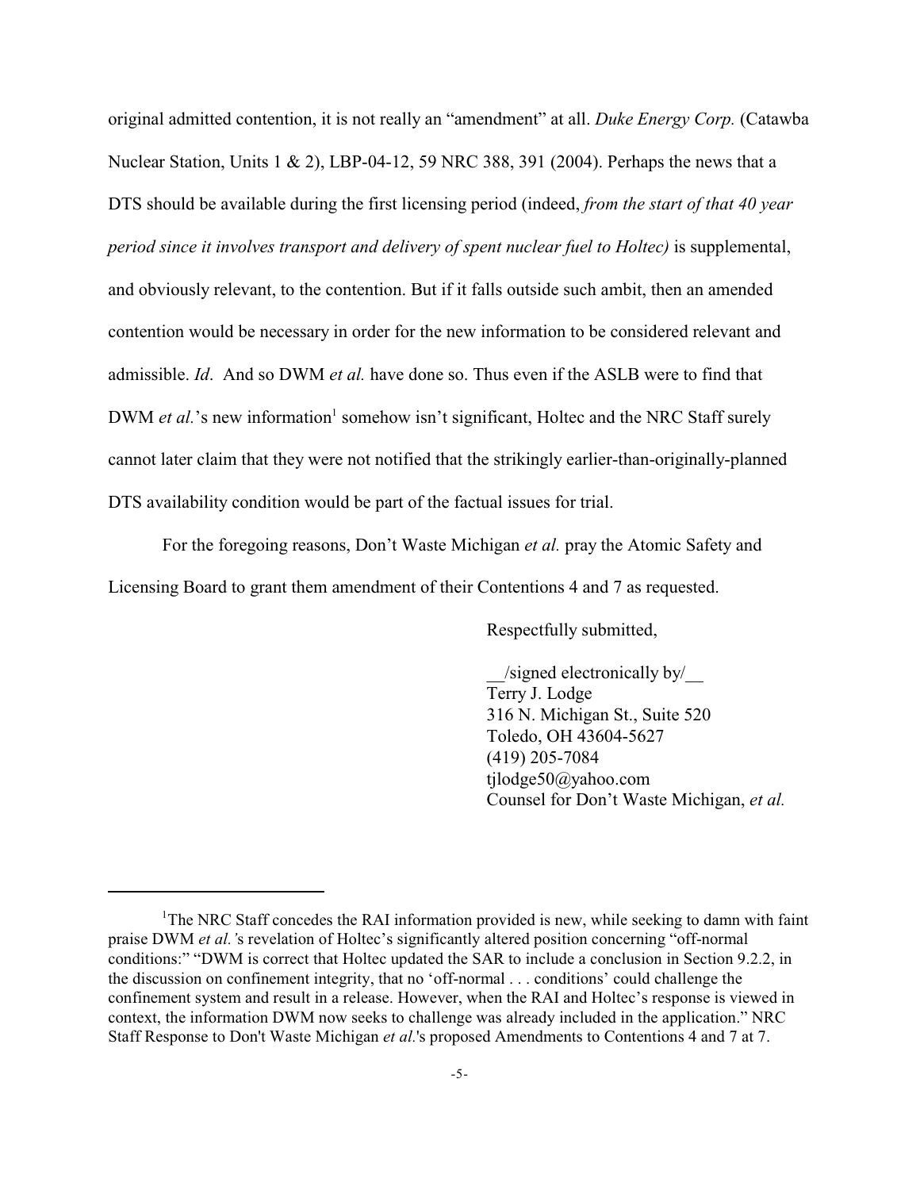original admitted contention, it is not really an "amendment" at all. *Duke Energy Corp.* (Catawba Nuclear Station, Units 1 & 2), LBP-04-12, 59 NRC 388, 391 (2004). Perhaps the news that a DTS should be available during the first licensing period (indeed, *from the start of that 40 year period since it involves transport and delivery of spent nuclear fuel to Holtec)* is supplemental, and obviously relevant, to the contention. But if it falls outside such ambit, then an amended contention would be necessary in order for the new information to be considered relevant and admissible. *Id*. And so DWM *et al.* have done so. Thus even if the ASLB were to find that DWM *et al.*'s new information[1] somehow isn't significant, Holtec and the NRC Staff surely cannot later claim that they were not notified that the strikingly earlier-than-originally-planned DTS availability condition would be part of the factual issues for trial.

For the foregoing reasons, Don't Waste Michigan *et al.* pray the Atomic Safety and Licensing Board to grant them amendment of their Contentions 4 and 7 as requested.

Respectfully submitted,

__/signed electronically by/__
Terry J. Lodge
316 N. Michigan St., Suite 520
Toledo, OH 43604-5627
(419) 205-7084
tjlodge50@yahoo.com
Counsel for Don't Waste Michigan, *et al.*

---

[1]The NRC Staff concedes the RAI information provided is new, while seeking to damn with faint praise DWM *et al.'*s revelation of Holtec's significantly altered position concerning "off-normal conditions:" "DWM is correct that Holtec updated the SAR to include a conclusion in Section 9.2.2, in the discussion on confinement integrity, that no 'off-normal . . . conditions' could challenge the confinement system and result in a release. However, when the RAI and Holtec's response is viewed in context, the information DWM now seeks to challenge was already included in the application." NRC Staff Response to Don't Waste Michigan *et al*.'s proposed Amendments to Contentions 4 and 7 at 7.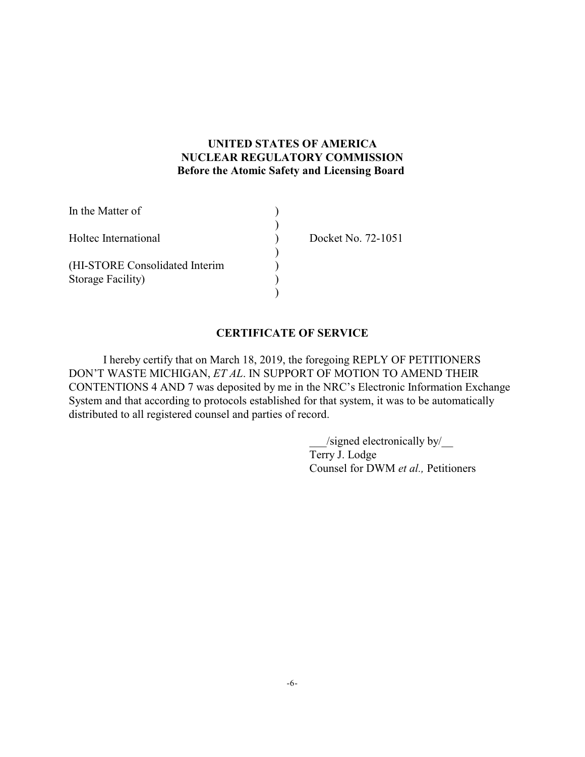**UNITED STATES OF AMERICA**
**NUCLEAR REGULATORY COMMISSION**
**Before the Atomic Safety and Licensing Board**

| | | |
|---|---|---|
| In the Matter of | ) | |
| | ) | |
| Holtec International | ) | Docket No. 72-1051 |
| | ) | |
| (HI-STORE Consolidated Interim | ) | |
| Storage Facility) | ) | |
| | ) | |

**CERTIFICATE OF SERVICE**

I hereby certify that on March 18, 2019, the foregoing REPLY OF PETITIONERS DON'T WASTE MICHIGAN, *ET AL*. IN SUPPORT OF MOTION TO AMEND THEIR CONTENTIONS 4 AND 7 was deposited by me in the NRC's Electronic Information Exchange System and that according to protocols established for that system, it was to be automatically distributed to all registered counsel and parties of record.

___/signed electronically by/__
Terry J. Lodge
Counsel for DWM *et al.,* Petitioners